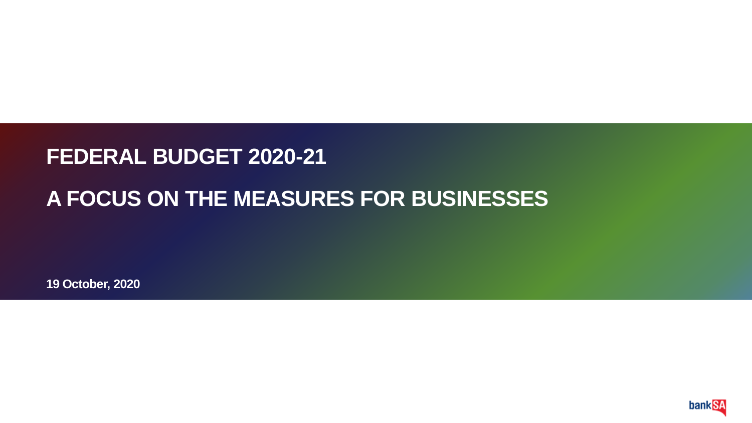# FEDERAL BUDGET 2020-21

# A FOCUS ON THE MEASURES FOR BUSINESSES

**19 October, 2020**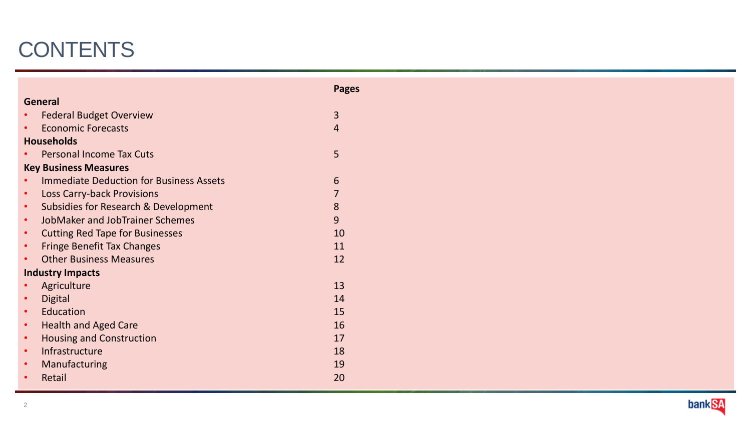# CONTENTS

| | Pages |
|---|---|
| **General** | |
| • Federal Budget Overview | 3 |
| • Economic Forecasts | 4 |
| **Households** | |
| • Personal Income Tax Cuts | 5 |
| **Key Business Measures** | |
| • Immediate Deduction for Business Assets | 6 |
| • Loss Carry-back Provisions | 7 |
| • Subsidies for Research & Development | 8 |
| • JobMaker and JobTrainer Schemes | 9 |
| • Cutting Red Tape for Businesses | 10 |
| • Fringe Benefit Tax Changes | 11 |
| • Other Business Measures | 12 |
| **Industry Impacts** | |
| • Agriculture | 13 |
| • Digital | 14 |
| • Education | 15 |
| • Health and Aged Care | 16 |
| • Housing and Construction | 17 |
| • Infrastructure | 18 |
| • Manufacturing | 19 |
| • Retail | 20 |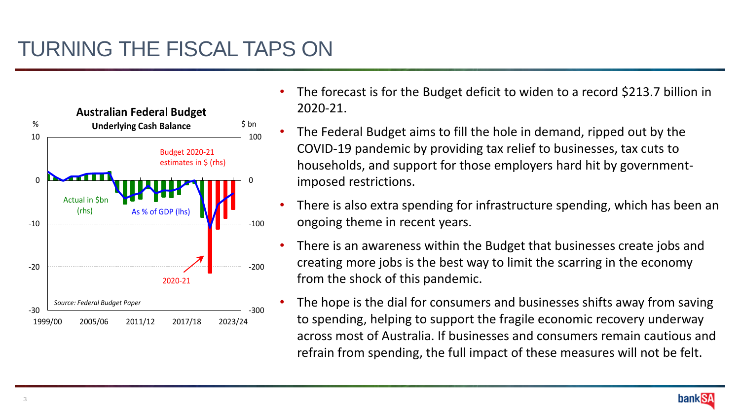# TURNING THE FISCAL TAPS ON

**Australian Federal Budget**
**Underlying Cash Balance**

% | $ bn

Budget 2020-21 estimates in $ (rhs)

Actual in $bn (rhs)

As % of GDP (lhs)

2020-21

*Source: Federal Budget Paper*

1999/00 | 2005/06 | 2011/12 | 2017/18 | 2023/24

- The forecast is for the Budget deficit to widen to a record $213.7 billion in 2020-21.
- The Federal Budget aims to fill the hole in demand, ripped out by the COVID-19 pandemic by providing tax relief to businesses, tax cuts to households, and support for those employers hard hit by government-imposed restrictions.
- There is also extra spending for infrastructure spending, which has been an ongoing theme in recent years.
- There is an awareness within the Budget that businesses create jobs and creating more jobs is the best way to limit the scarring in the economy from the shock of this pandemic.
- The hope is the dial for consumers and businesses shifts away from saving to spending, helping to support the fragile economic recovery underway across most of Australia. If businesses and consumers remain cautious and refrain from spending, the full impact of these measures will not be felt.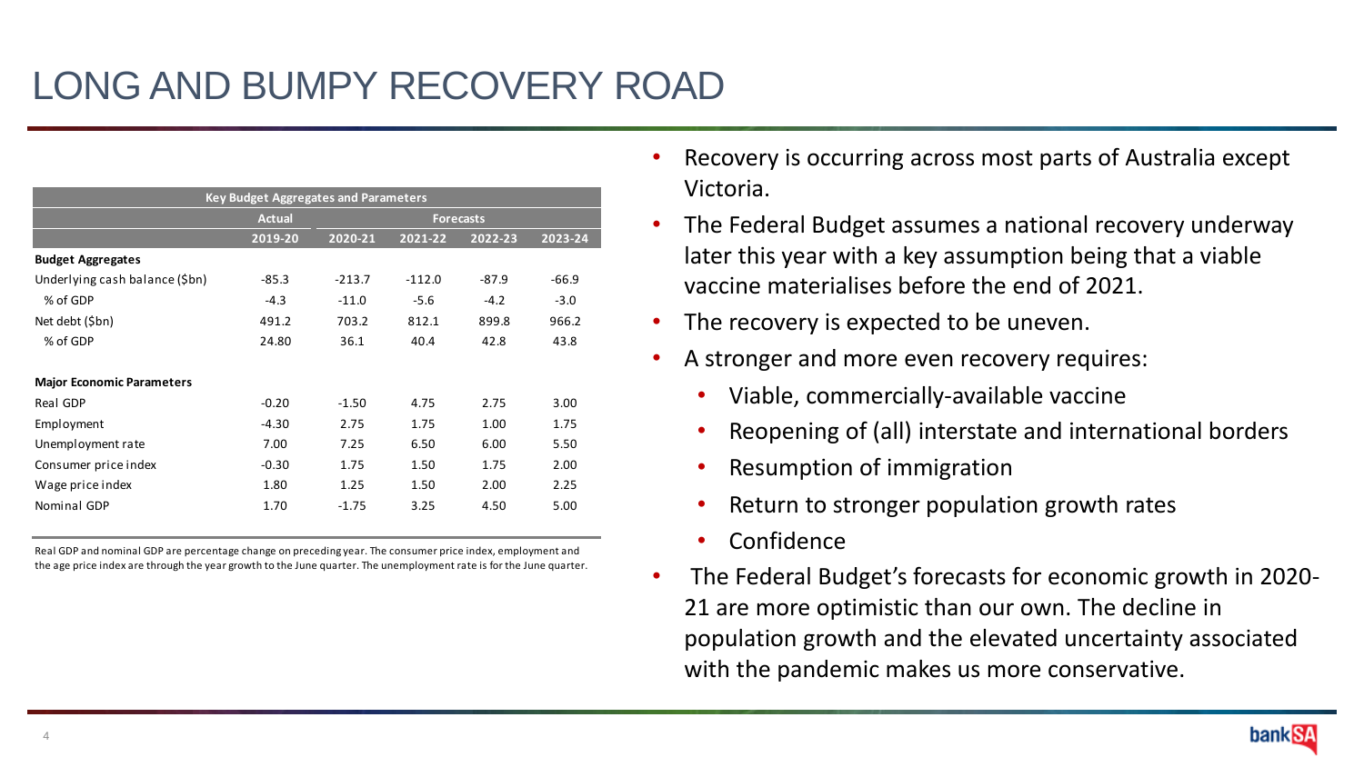# LONG AND BUMPY RECOVERY ROAD

| Key Budget Aggregates and Parameters | | | | | |
|---|---|---|---|---|---|
| | Actual | Forecasts | | | |
| | 2019-20 | 2020-21 | 2021-22 | 2022-23 | 2023-24 |
| **Budget Aggregates** | | | | | |
| Underlying cash balance ($bn) | -85.3 | -213.7 | -112.0 | -87.9 | -66.9 |
| % of GDP | -4.3 | -11.0 | -5.6 | -4.2 | -3.0 |
| Net debt ($bn) | 491.2 | 703.2 | 812.1 | 899.8 | 966.2 |
| % of GDP | 24.80 | 36.1 | 40.4 | 42.8 | 43.8 |
| **Major Economic Parameters** | | | | | |
| Real GDP | -0.20 | -1.50 | 4.75 | 2.75 | 3.00 |
| Employment | -4.30 | 2.75 | 1.75 | 1.00 | 1.75 |
| Unemployment rate | 7.00 | 7.25 | 6.50 | 6.00 | 5.50 |
| Consumer price index | -0.30 | 1.75 | 1.50 | 1.75 | 2.00 |
| Wage price index | 1.80 | 1.25 | 1.50 | 2.00 | 2.25 |
| Nominal GDP | 1.70 | -1.75 | 3.25 | 4.50 | 5.00 |

Real GDP and nominal GDP are percentage change on preceding year. The consumer price index, employment and the age price index are through the year growth to the June quarter. The unemployment rate is for the June quarter.

- Recovery is occurring across most parts of Australia except Victoria.
- The Federal Budget assumes a national recovery underway later this year with a key assumption being that a viable vaccine materialises before the end of 2021.
- The recovery is expected to be uneven.
- A stronger and more even recovery requires:
  - Viable, commercially-available vaccine
  - Reopening of (all) interstate and international borders
  - Resumption of immigration
  - Return to stronger population growth rates
  - Confidence
- The Federal Budget's forecasts for economic growth in 2020-21 are more optimistic than our own. The decline in population growth and the elevated uncertainty associated with the pandemic makes us more conservative.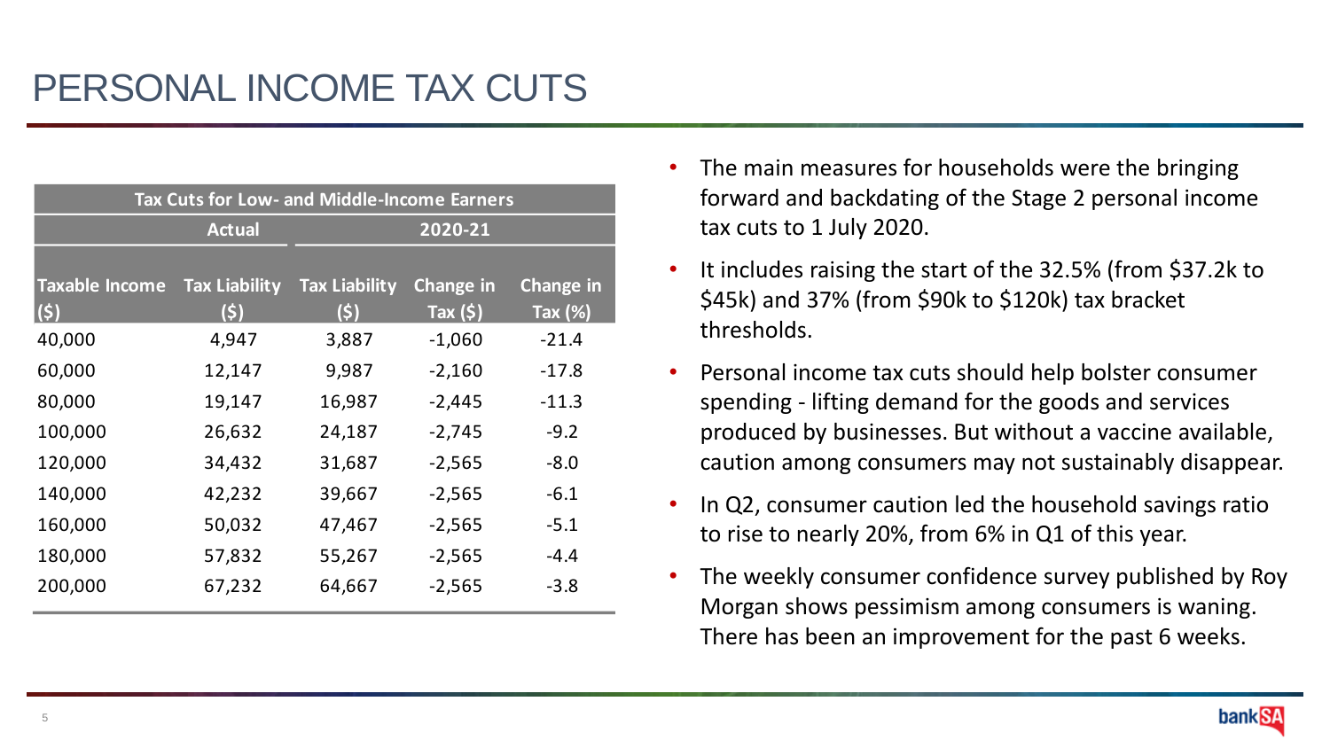# PERSONAL INCOME TAX CUTS

| Tax Cuts for Low- and Middle-Income Earners | | | | |
|---|---|---|---|---|
| | Actual | 2020-21 | | |
| Taxable Income ($) | Tax Liability ($) | Tax Liability ($) | Change in Tax ($) | Change in Tax (%) |
| 40,000 | 4,947 | 3,887 | -1,060 | -21.4 |
| 60,000 | 12,147 | 9,987 | -2,160 | -17.8 |
| 80,000 | 19,147 | 16,987 | -2,445 | -11.3 |
| 100,000 | 26,632 | 24,187 | -2,745 | -9.2 |
| 120,000 | 34,432 | 31,687 | -2,565 | -8.0 |
| 140,000 | 42,232 | 39,667 | -2,565 | -6.1 |
| 160,000 | 50,032 | 47,467 | -2,565 | -5.1 |
| 180,000 | 57,832 | 55,267 | -2,565 | -4.4 |
| 200,000 | 67,232 | 64,667 | -2,565 | -3.8 |

- The main measures for households were the bringing forward and backdating of the Stage 2 personal income tax cuts to 1 July 2020.
- It includes raising the start of the 32.5% (from $37.2k to $45k) and 37% (from $90k to $120k) tax bracket thresholds.
- Personal income tax cuts should help bolster consumer spending - lifting demand for the goods and services produced by businesses. But without a vaccine available, caution among consumers may not sustainably disappear.
- In Q2, consumer caution led the household savings ratio to rise to nearly 20%, from 6% in Q1 of this year.
- The weekly consumer confidence survey published by Roy Morgan shows pessimism among consumers is waning. There has been an improvement for the past 6 weeks.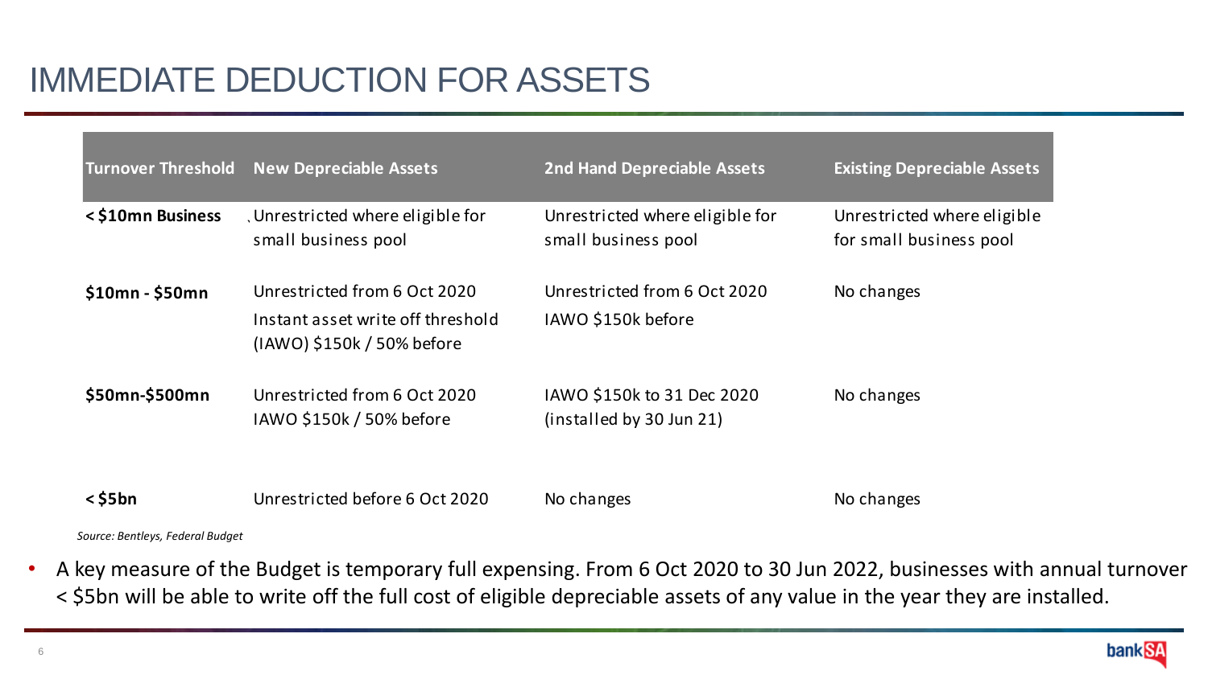# IMMEDIATE DEDUCTION FOR ASSETS

| Turnover Threshold | New Depreciable Assets | 2nd Hand Depreciable Assets | Existing Depreciable Assets |
|---|---|---|---|
| **< $10mn Business** | Unrestricted where eligible for small business pool | Unrestricted where eligible for small business pool | Unrestricted where eligible for small business pool |
| **$10mn - $50mn** | Unrestricted from 6 Oct 2020 Instant asset write off threshold (IAWO) $150k / 50% before | Unrestricted from 6 Oct 2020 IAWO $150k before | No changes |
| **$50mn-$500mn** | Unrestricted from 6 Oct 2020 IAWO $150k / 50% before | IAWO $150k to 31 Dec 2020 (installed by 30 Jun 21) | No changes |
| **< $5bn** | Unrestricted before 6 Oct 2020 | No changes | No changes |

*Source: Bentleys, Federal Budget*

- A key measure of the Budget is temporary full expensing. From 6 Oct 2020 to 30 Jun 2022, businesses with annual turnover < $5bn will be able to write off the full cost of eligible depreciable assets of any value in the year they are installed.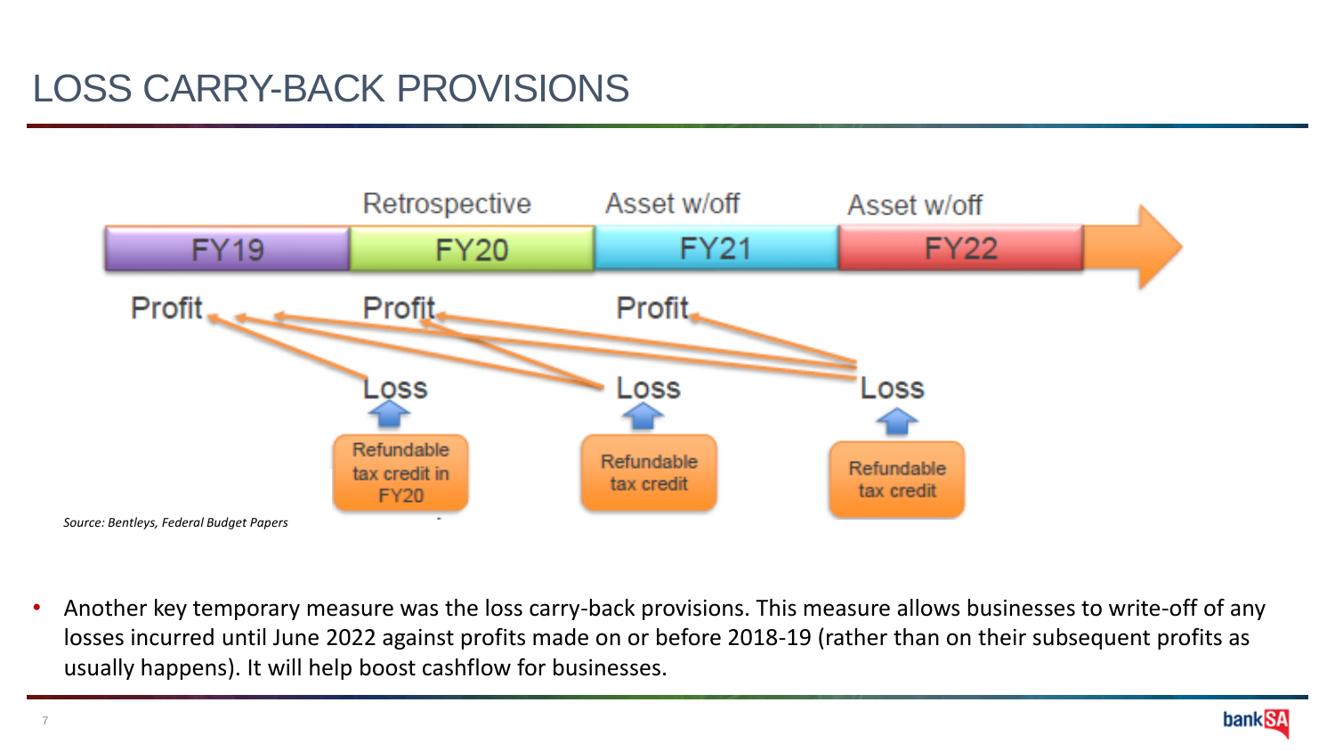# LOSS CARRY-BACK PROVISIONS

| | Retrospective | Asset w/off | Asset w/off |
|---|---|---|---|
| FY19 | FY20 | FY21 | FY22 |
| Profit | Profit | Profit | |
| | Loss | Loss | Loss |
| | Refundable tax credit in FY20 | Refundable tax credit | Refundable tax credit |

*Source: Bentleys, Federal Budget Papers*

- Another key temporary measure was the loss carry-back provisions. This measure allows businesses to write-off of any losses incurred until June 2022 against profits made on or before 2018-19 (rather than on their subsequent profits as usually happens). It will help boost cashflow for businesses.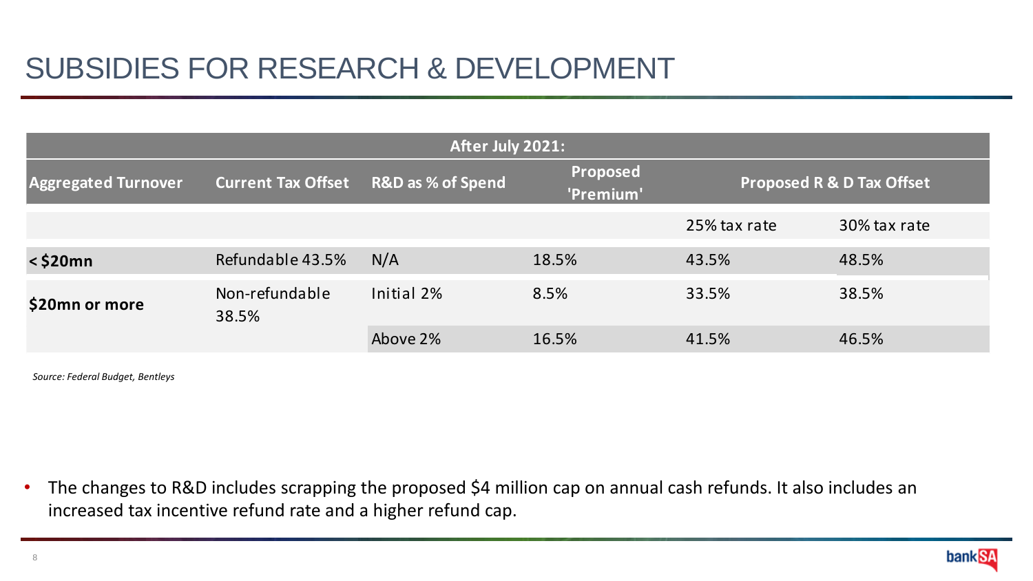# SUBSIDIES FOR RESEARCH & DEVELOPMENT

| After July 2021: | | | | | |
|---|---|---|---|---|---|
| **Aggregated Turnover** | **Current Tax Offset** | **R&D as % of Spend** | **Proposed 'Premium'** | **Proposed R & D Tax Offset** | |
| | | | | 25% tax rate | 30% tax rate |
| **< $20mn** | Refundable 43.5% | N/A | 18.5% | 43.5% | 48.5% |
| **$20mn or more** | Non-refundable 38.5% | Initial 2% | 8.5% | 33.5% | 38.5% |
| | | Above 2% | 16.5% | 41.5% | 46.5% |

*Source: Federal Budget, Bentleys*

- The changes to R&D includes scrapping the proposed $4 million cap on annual cash refunds. It also includes an increased tax incentive refund rate and a higher refund cap.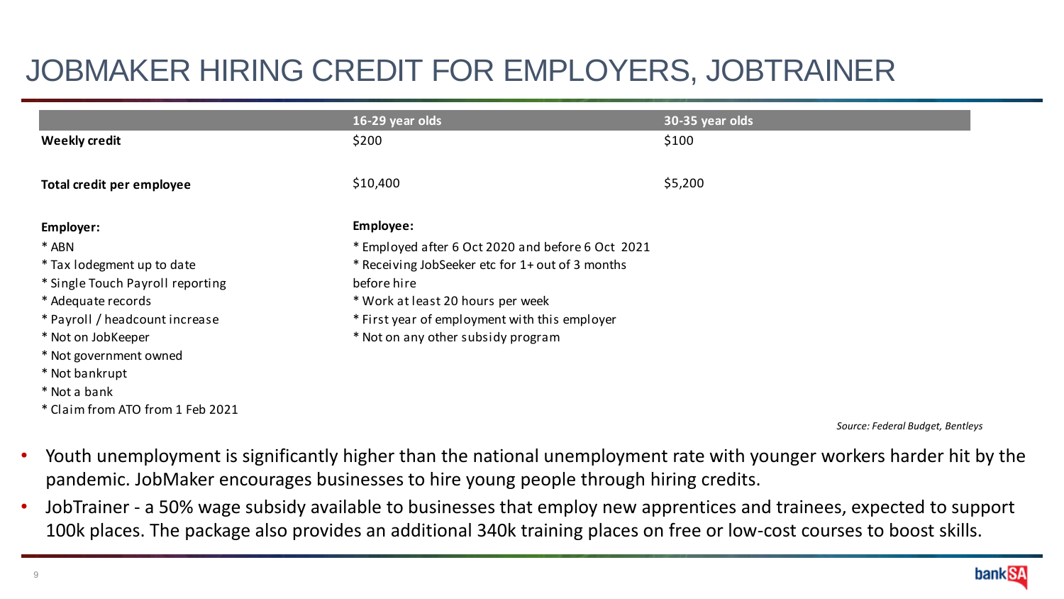# JOBMAKER HIRING CREDIT FOR EMPLOYERS, JOBTRAINER

| | 16-29 year olds | 30-35 year olds |
|---|---|---|
| **Weekly credit** | $200 | $100 |
| **Total credit per employee** | $10,400 | $5,200 |

**Employer:**
* ABN
* Tax lodgement up to date
* Single Touch Payroll reporting
* Adequate records
* Payroll / headcount increase
* Not on JobKeeper
* Not government owned
* Not bankrupt
* Not a bank
* Claim from ATO from 1 Feb 2021

**Employee:**
* Employed after 6 Oct 2020 and before 6 Oct 2021
* Receiving JobSeeker etc for 1+ out of 3 months before hire
* Work at least 20 hours per week
* First year of employment with this employer
* Not on any other subsidy program

*Source: Federal Budget, Bentleys*

- Youth unemployment is significantly higher than the national unemployment rate with younger workers harder hit by the pandemic. JobMaker encourages businesses to hire young people through hiring credits.
- JobTrainer - a 50% wage subsidy available to businesses that employ new apprentices and trainees, expected to support 100k places. The package also provides an additional 340k training places on free or low-cost courses to boost skills.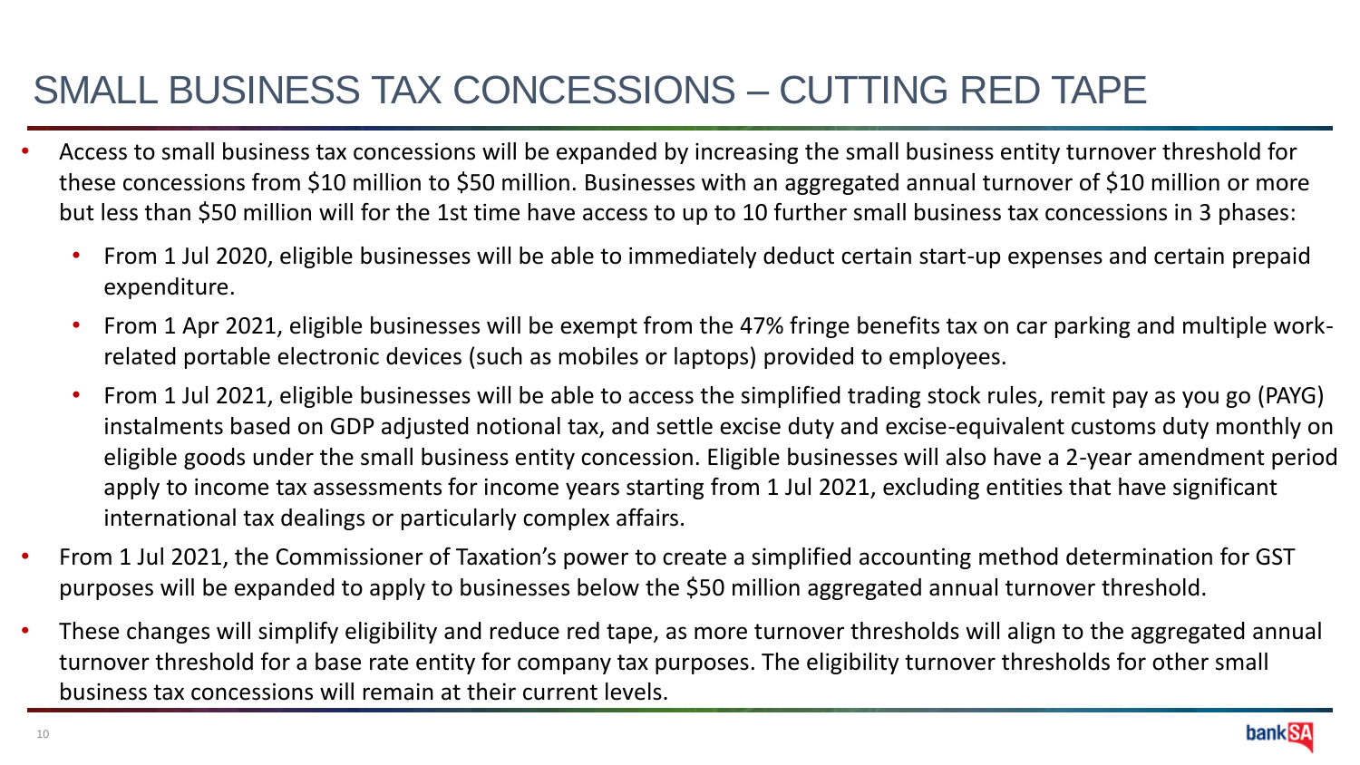# SMALL BUSINESS TAX CONCESSIONS – CUTTING RED TAPE

- Access to small business tax concessions will be expanded by increasing the small business entity turnover threshold for these concessions from $10 million to $50 million. Businesses with an aggregated annual turnover of $10 million or more but less than $50 million will for the 1st time have access to up to 10 further small business tax concessions in 3 phases:
  - From 1 Jul 2020, eligible businesses will be able to immediately deduct certain start-up expenses and certain prepaid expenditure.
  - From 1 Apr 2021, eligible businesses will be exempt from the 47% fringe benefits tax on car parking and multiple work-related portable electronic devices (such as mobiles or laptops) provided to employees.
  - From 1 Jul 2021, eligible businesses will be able to access the simplified trading stock rules, remit pay as you go (PAYG) instalments based on GDP adjusted notional tax, and settle excise duty and excise-equivalent customs duty monthly on eligible goods under the small business entity concession. Eligible businesses will also have a 2-year amendment period apply to income tax assessments for income years starting from 1 Jul 2021, excluding entities that have significant international tax dealings or particularly complex affairs.
- From 1 Jul 2021, the Commissioner of Taxation's power to create a simplified accounting method determination for GST purposes will be expanded to apply to businesses below the $50 million aggregated annual turnover threshold.
- These changes will simplify eligibility and reduce red tape, as more turnover thresholds will align to the aggregated annual turnover threshold for a base rate entity for company tax purposes. The eligibility turnover thresholds for other small business tax concessions will remain at their current levels.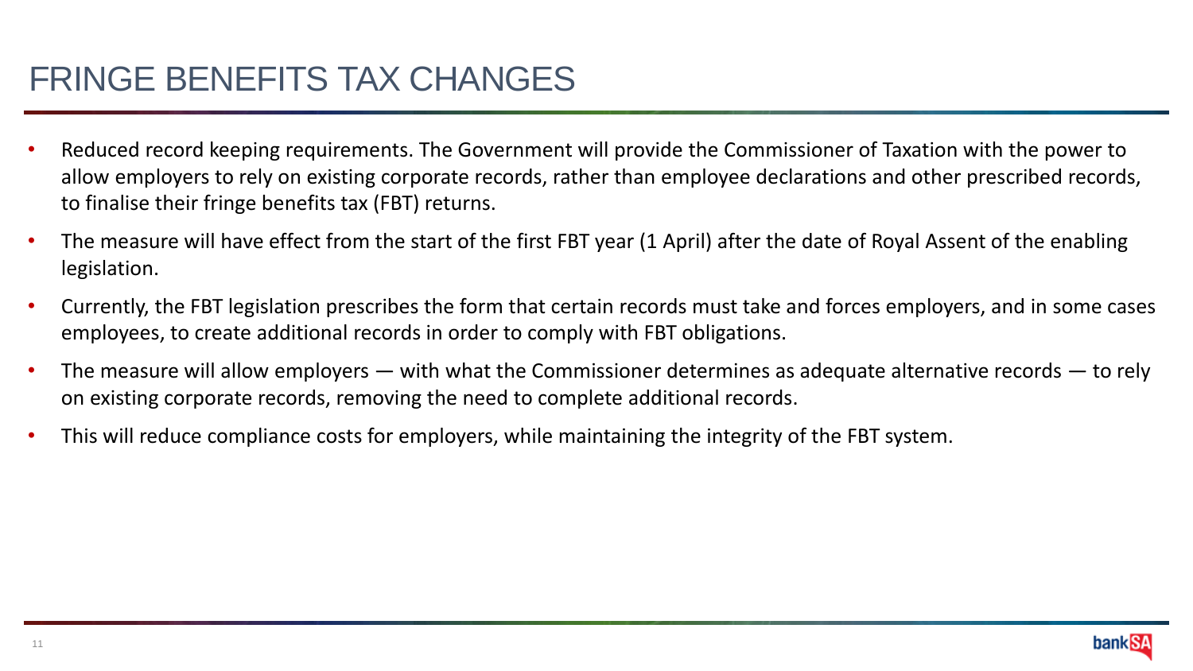# FRINGE BENEFITS TAX CHANGES

- Reduced record keeping requirements. The Government will provide the Commissioner of Taxation with the power to allow employers to rely on existing corporate records, rather than employee declarations and other prescribed records, to finalise their fringe benefits tax (FBT) returns.
- The measure will have effect from the start of the first FBT year (1 April) after the date of Royal Assent of the enabling legislation.
- Currently, the FBT legislation prescribes the form that certain records must take and forces employers, and in some cases employees, to create additional records in order to comply with FBT obligations.
- The measure will allow employers — with what the Commissioner determines as adequate alternative records — to rely on existing corporate records, removing the need to complete additional records.
- This will reduce compliance costs for employers, while maintaining the integrity of the FBT system.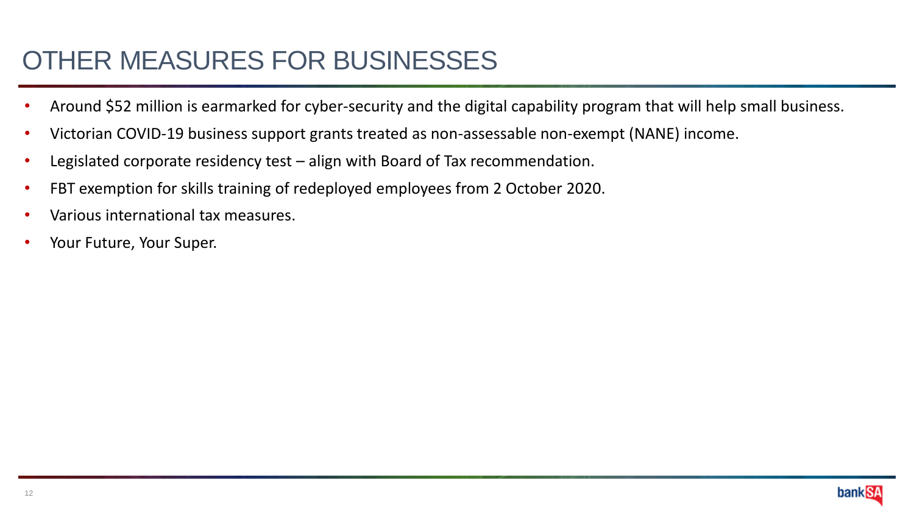# OTHER MEASURES FOR BUSINESSES

- Around $52 million is earmarked for cyber-security and the digital capability program that will help small business.
- Victorian COVID-19 business support grants treated as non-assessable non-exempt (NANE) income.
- Legislated corporate residency test – align with Board of Tax recommendation.
- FBT exemption for skills training of redeployed employees from 2 October 2020.
- Various international tax measures.
- Your Future, Your Super.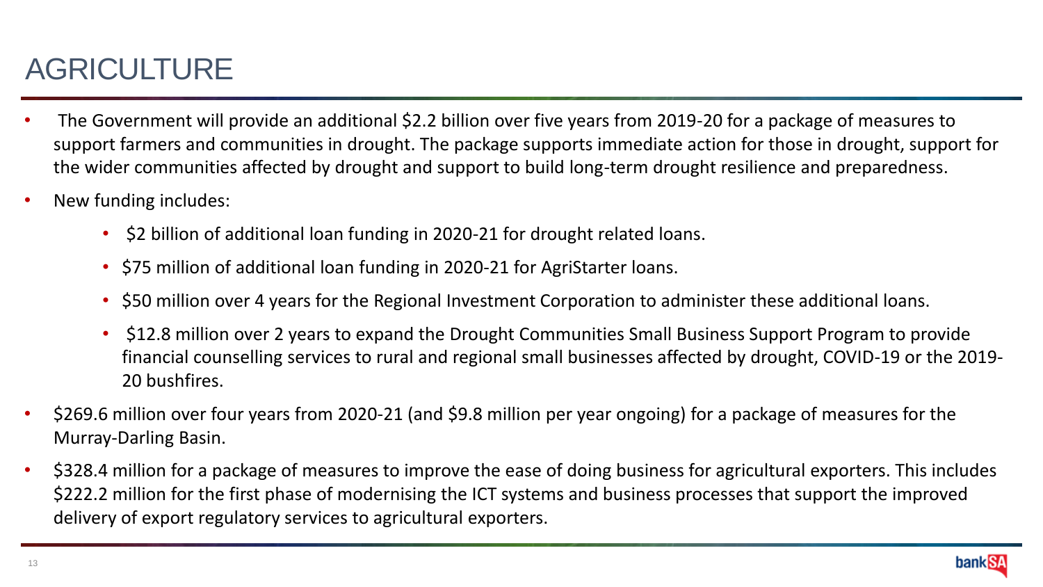# AGRICULTURE

- The Government will provide an additional $2.2 billion over five years from 2019-20 for a package of measures to support farmers and communities in drought. The package supports immediate action for those in drought, support for the wider communities affected by drought and support to build long-term drought resilience and preparedness.
- New funding includes:
  - $2 billion of additional loan funding in 2020-21 for drought related loans.
  - $75 million of additional loan funding in 2020-21 for AgriStarter loans.
  - $50 million over 4 years for the Regional Investment Corporation to administer these additional loans.
  - $12.8 million over 2 years to expand the Drought Communities Small Business Support Program to provide financial counselling services to rural and regional small businesses affected by drought, COVID-19 or the 2019-20 bushfires.
- $269.6 million over four years from 2020-21 (and $9.8 million per year ongoing) for a package of measures for the Murray-Darling Basin.
- $328.4 million for a package of measures to improve the ease of doing business for agricultural exporters. This includes $222.2 million for the first phase of modernising the ICT systems and business processes that support the improved delivery of export regulatory services to agricultural exporters.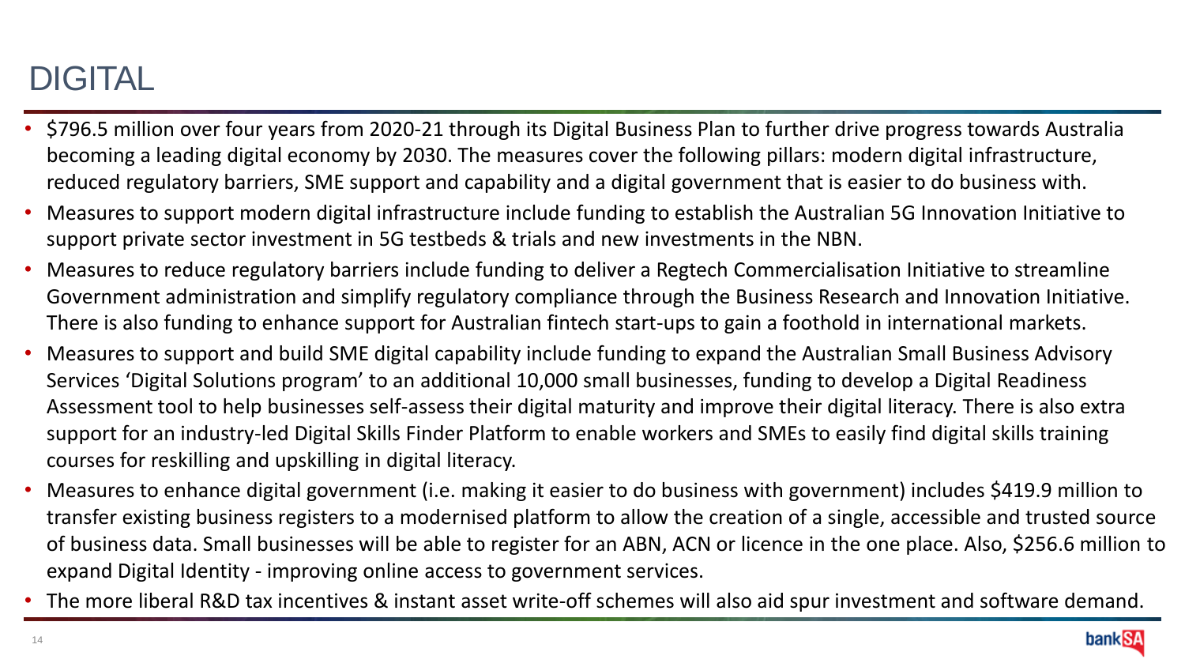# DIGITAL

- $796.5 million over four years from 2020-21 through its Digital Business Plan to further drive progress towards Australia becoming a leading digital economy by 2030. The measures cover the following pillars: modern digital infrastructure, reduced regulatory barriers, SME support and capability and a digital government that is easier to do business with.
- Measures to support modern digital infrastructure include funding to establish the Australian 5G Innovation Initiative to support private sector investment in 5G testbeds & trials and new investments in the NBN.
- Measures to reduce regulatory barriers include funding to deliver a Regtech Commercialisation Initiative to streamline Government administration and simplify regulatory compliance through the Business Research and Innovation Initiative. There is also funding to enhance support for Australian fintech start-ups to gain a foothold in international markets.
- Measures to support and build SME digital capability include funding to expand the Australian Small Business Advisory Services 'Digital Solutions program' to an additional 10,000 small businesses, funding to develop a Digital Readiness Assessment tool to help businesses self-assess their digital maturity and improve their digital literacy. There is also extra support for an industry-led Digital Skills Finder Platform to enable workers and SMEs to easily find digital skills training courses for reskilling and upskilling in digital literacy.
- Measures to enhance digital government (i.e. making it easier to do business with government) includes $419.9 million to transfer existing business registers to a modernised platform to allow the creation of a single, accessible and trusted source of business data. Small businesses will be able to register for an ABN, ACN or licence in the one place. Also, $256.6 million to expand Digital Identity - improving online access to government services.
- The more liberal R&D tax incentives & instant asset write-off schemes will also aid spur investment and software demand.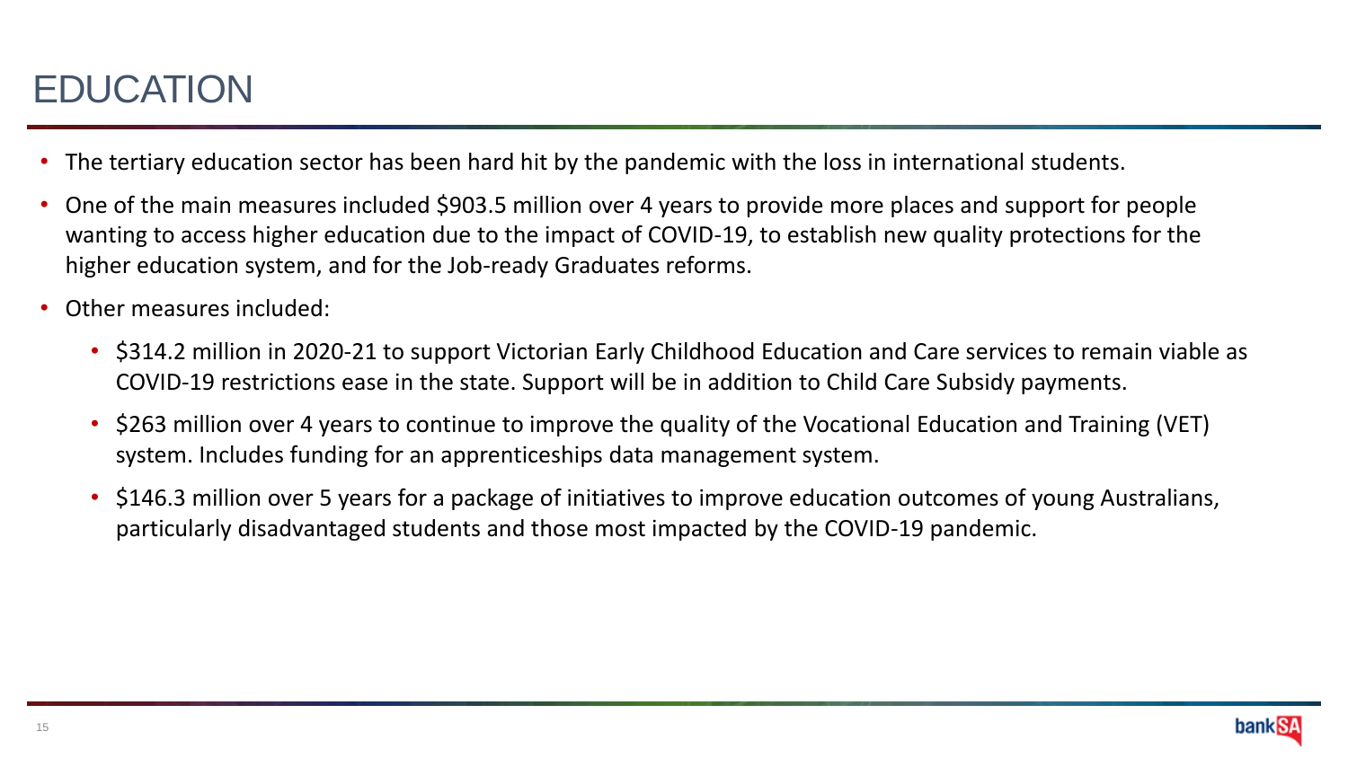# EDUCATION

- The tertiary education sector has been hard hit by the pandemic with the loss in international students.
- One of the main measures included $903.5 million over 4 years to provide more places and support for people wanting to access higher education due to the impact of COVID-19, to establish new quality protections for the higher education system, and for the Job-ready Graduates reforms.
- Other measures included:
  - $314.2 million in 2020-21 to support Victorian Early Childhood Education and Care services to remain viable as COVID-19 restrictions ease in the state. Support will be in addition to Child Care Subsidy payments.
  - $263 million over 4 years to continue to improve the quality of the Vocational Education and Training (VET) system. Includes funding for an apprenticeships data management system.
  - $146.3 million over 5 years for a package of initiatives to improve education outcomes of young Australians, particularly disadvantaged students and those most impacted by the COVID-19 pandemic.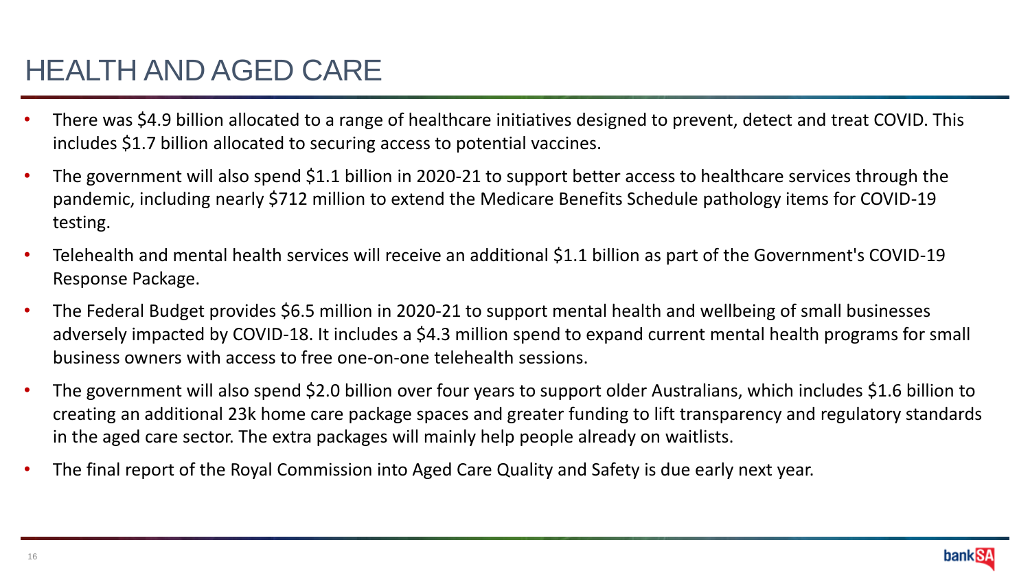# HEALTH AND AGED CARE

- There was $4.9 billion allocated to a range of healthcare initiatives designed to prevent, detect and treat COVID. This includes $1.7 billion allocated to securing access to potential vaccines.
- The government will also spend $1.1 billion in 2020-21 to support better access to healthcare services through the pandemic, including nearly $712 million to extend the Medicare Benefits Schedule pathology items for COVID-19 testing.
- Telehealth and mental health services will receive an additional $1.1 billion as part of the Government's COVID-19 Response Package.
- The Federal Budget provides $6.5 million in 2020-21 to support mental health and wellbeing of small businesses adversely impacted by COVID-18. It includes a $4.3 million spend to expand current mental health programs for small business owners with access to free one-on-one telehealth sessions.
- The government will also spend $2.0 billion over four years to support older Australians, which includes $1.6 billion to creating an additional 23k home care package spaces and greater funding to lift transparency and regulatory standards in the aged care sector. The extra packages will mainly help people already on waitlists.
- The final report of the Royal Commission into Aged Care Quality and Safety is due early next year.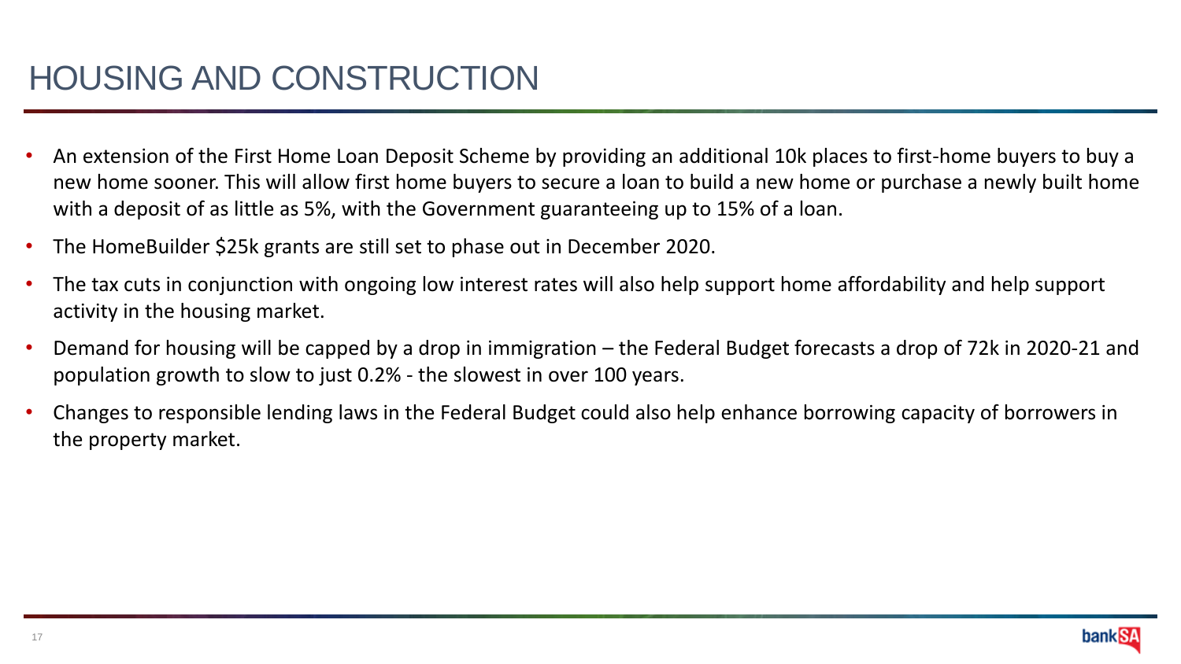# HOUSING AND CONSTRUCTION

- An extension of the First Home Loan Deposit Scheme by providing an additional 10k places to first-home buyers to buy a new home sooner. This will allow first home buyers to secure a loan to build a new home or purchase a newly built home with a deposit of as little as 5%, with the Government guaranteeing up to 15% of a loan.
- The HomeBuilder $25k grants are still set to phase out in December 2020.
- The tax cuts in conjunction with ongoing low interest rates will also help support home affordability and help support activity in the housing market.
- Demand for housing will be capped by a drop in immigration – the Federal Budget forecasts a drop of 72k in 2020-21 and population growth to slow to just 0.2% - the slowest in over 100 years.
- Changes to responsible lending laws in the Federal Budget could also help enhance borrowing capacity of borrowers in the property market.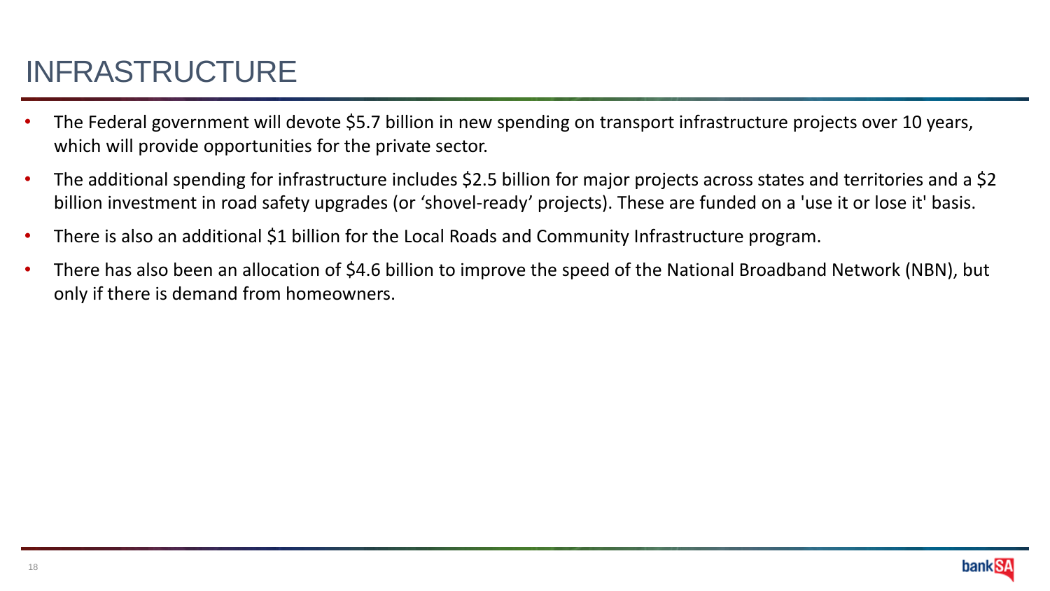# INFRASTRUCTURE

- The Federal government will devote $5.7 billion in new spending on transport infrastructure projects over 10 years, which will provide opportunities for the private sector.
- The additional spending for infrastructure includes $2.5 billion for major projects across states and territories and a $2 billion investment in road safety upgrades (or 'shovel-ready' projects). These are funded on a 'use it or lose it' basis.
- There is also an additional $1 billion for the Local Roads and Community Infrastructure program.
- There has also been an allocation of $4.6 billion to improve the speed of the National Broadband Network (NBN), but only if there is demand from homeowners.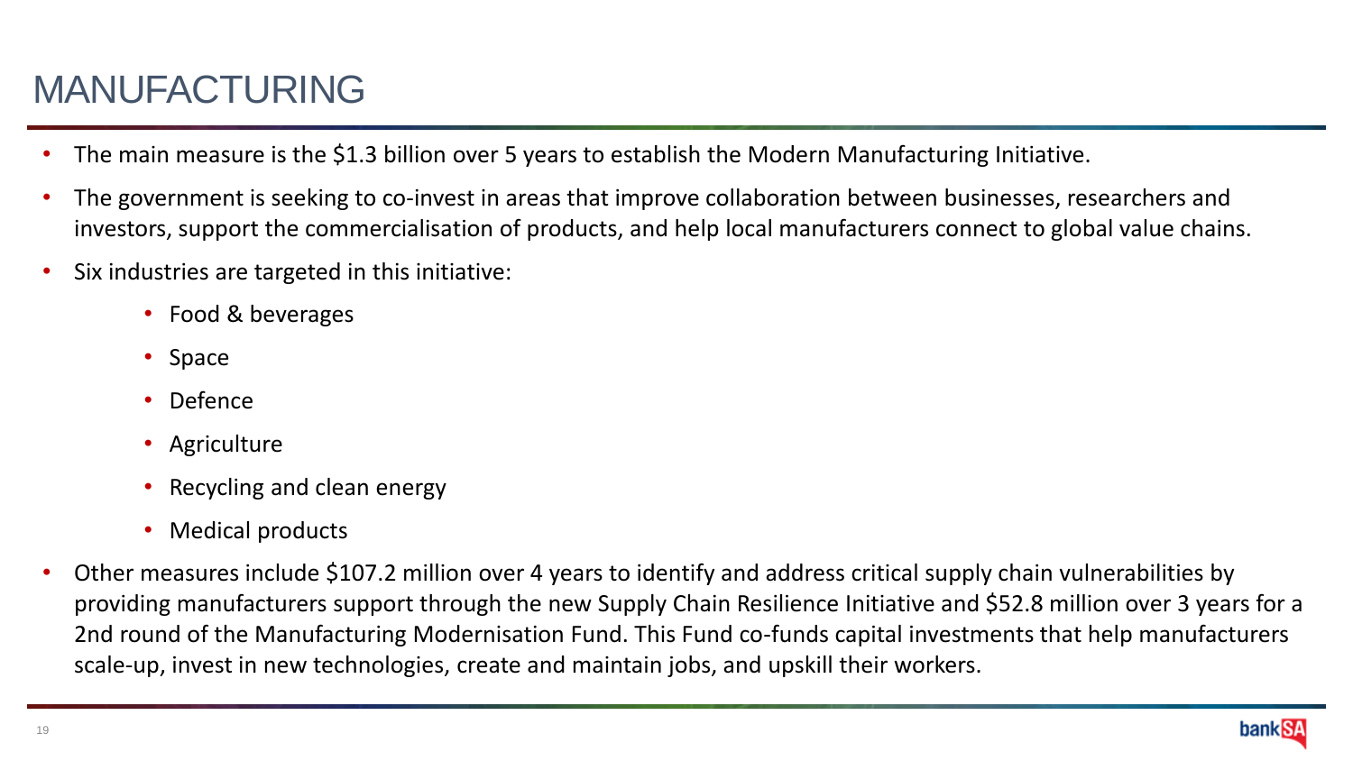# MANUFACTURING

- The main measure is the $1.3 billion over 5 years to establish the Modern Manufacturing Initiative.
- The government is seeking to co-invest in areas that improve collaboration between businesses, researchers and investors, support the commercialisation of products, and help local manufacturers connect to global value chains.
- Six industries are targeted in this initiative:
    - Food & beverages
    - Space
    - Defence
    - Agriculture
    - Recycling and clean energy
    - Medical products
- Other measures include $107.2 million over 4 years to identify and address critical supply chain vulnerabilities by providing manufacturers support through the new Supply Chain Resilience Initiative and $52.8 million over 3 years for a 2nd round of the Manufacturing Modernisation Fund. This Fund co-funds capital investments that help manufacturers scale-up, invest in new technologies, create and maintain jobs, and upskill their workers.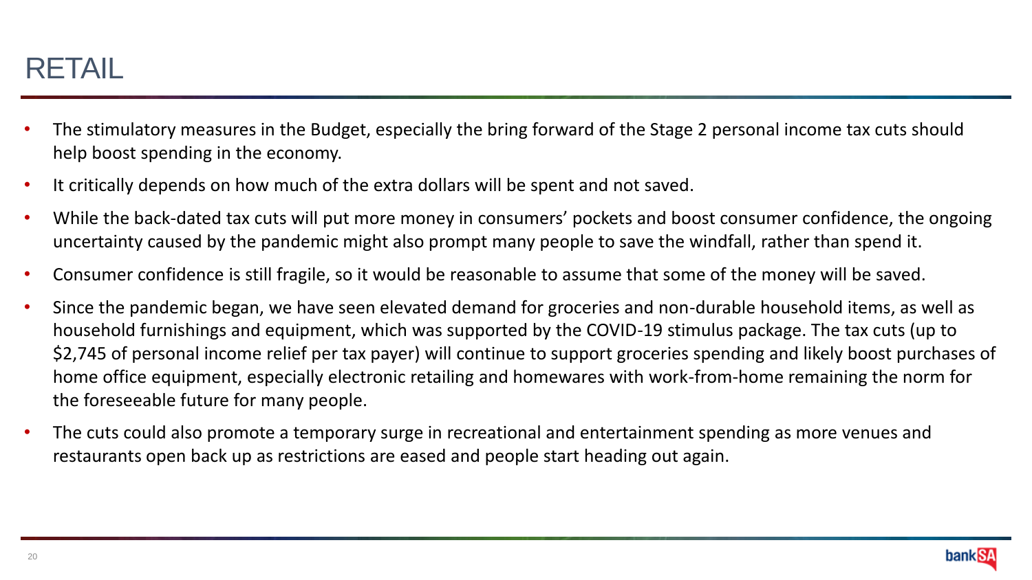# RETAIL

- The stimulatory measures in the Budget, especially the bring forward of the Stage 2 personal income tax cuts should help boost spending in the economy.
- It critically depends on how much of the extra dollars will be spent and not saved.
- While the back-dated tax cuts will put more money in consumers' pockets and boost consumer confidence, the ongoing uncertainty caused by the pandemic might also prompt many people to save the windfall, rather than spend it.
- Consumer confidence is still fragile, so it would be reasonable to assume that some of the money will be saved.
- Since the pandemic began, we have seen elevated demand for groceries and non-durable household items, as well as household furnishings and equipment, which was supported by the COVID-19 stimulus package. The tax cuts (up to $2,745 of personal income relief per tax payer) will continue to support groceries spending and likely boost purchases of home office equipment, especially electronic retailing and homewares with work-from-home remaining the norm for the foreseeable future for many people.
- The cuts could also promote a temporary surge in recreational and entertainment spending as more venues and restaurants open back up as restrictions are eased and people start heading out again.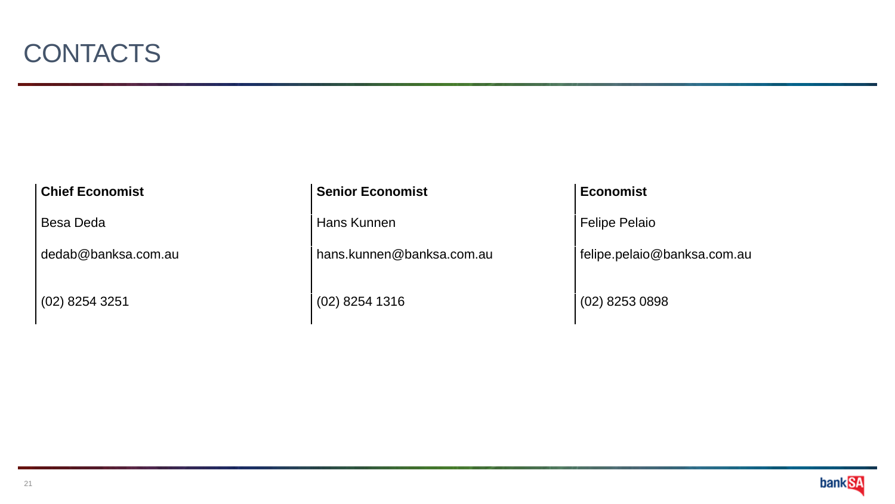# CONTACTS

**Chief Economist**

Besa Deda

dedab@banksa.com.au

(02) 8254 3251

**Senior Economist**

Hans Kunnen

hans.kunnen@banksa.com.au

(02) 8254 1316

**Economist**

Felipe Pelaio

felipe.pelaio@banksa.com.au

(02) 8253 0898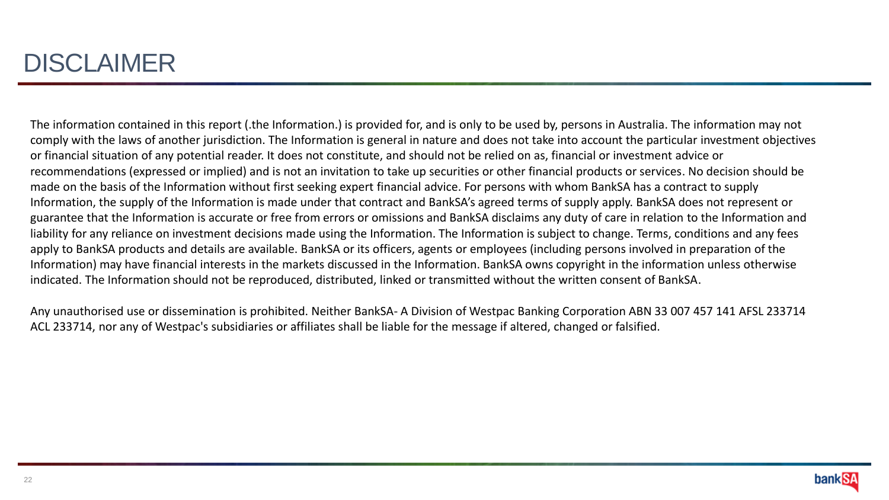# DISCLAIMER

The information contained in this report (.the Information.) is provided for, and is only to be used by, persons in Australia. The information may not comply with the laws of another jurisdiction. The Information is general in nature and does not take into account the particular investment objectives or financial situation of any potential reader. It does not constitute, and should not be relied on as, financial or investment advice or recommendations (expressed or implied) and is not an invitation to take up securities or other financial products or services. No decision should be made on the basis of the Information without first seeking expert financial advice. For persons with whom BankSA has a contract to supply Information, the supply of the Information is made under that contract and BankSA's agreed terms of supply apply. BankSA does not represent or guarantee that the Information is accurate or free from errors or omissions and BankSA disclaims any duty of care in relation to the Information and liability for any reliance on investment decisions made using the Information. The Information is subject to change. Terms, conditions and any fees apply to BankSA products and details are available. BankSA or its officers, agents or employees (including persons involved in preparation of the Information) may have financial interests in the markets discussed in the Information. BankSA owns copyright in the information unless otherwise indicated. The Information should not be reproduced, distributed, linked or transmitted without the written consent of BankSA.

Any unauthorised use or dissemination is prohibited. Neither BankSA- A Division of Westpac Banking Corporation ABN 33 007 457 141 AFSL 233714 ACL 233714, nor any of Westpac's subsidiaries or affiliates shall be liable for the message if altered, changed or falsified.